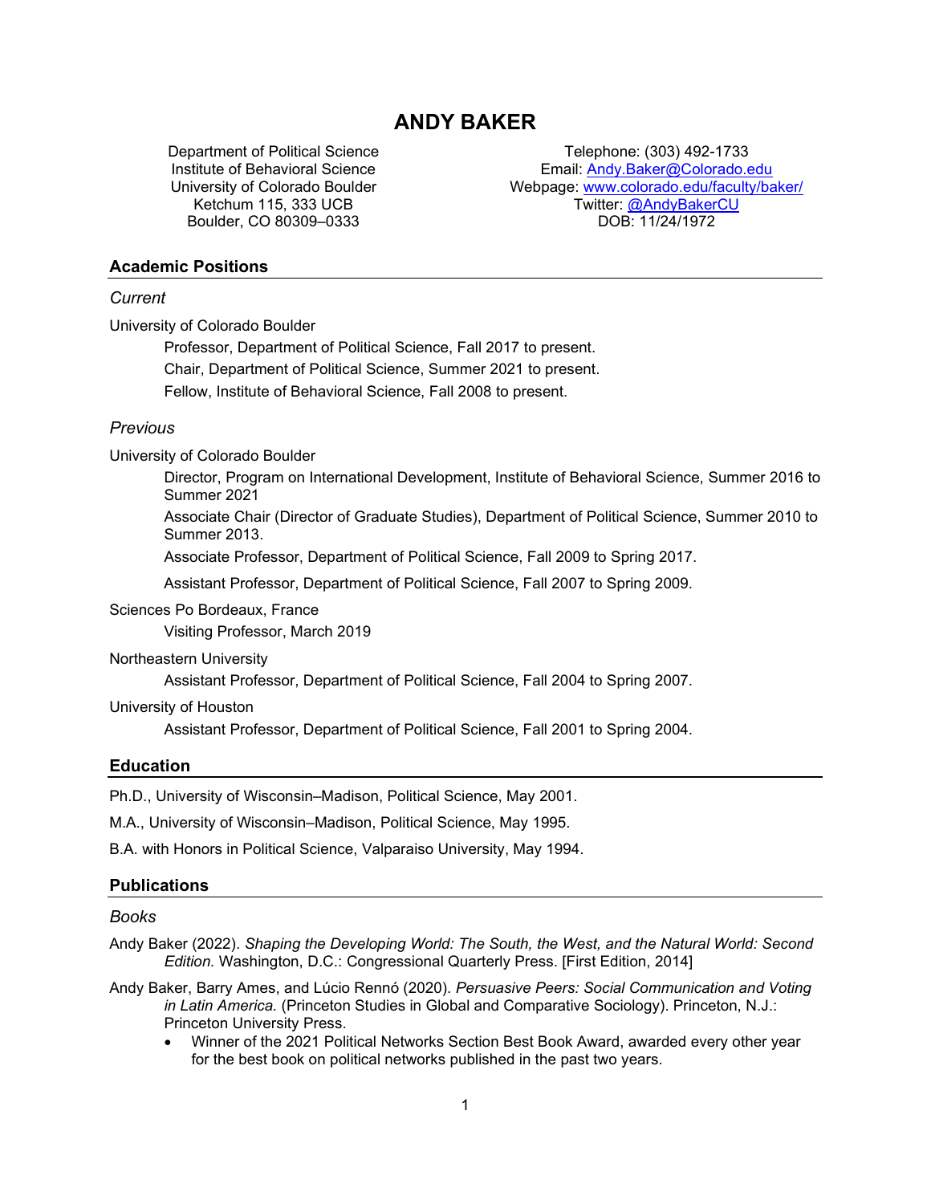# ANDY BAKER

Department of Political Science
Institute of Behavioral Science
University of Colorado Boulder
Ketchum 115, 333 UCB
Boulder, CO 80309–0333

Telephone: (303) 492-1733
Email: Andy.Baker@Colorado.edu
Webpage: www.colorado.edu/faculty/baker/
Twitter: @AndyBakerCU
DOB: 11/24/1972

## Academic Positions

### *Current*

University of Colorado Boulder

- Professor, Department of Political Science, Fall 2017 to present.
- Chair, Department of Political Science, Summer 2021 to present.
- Fellow, Institute of Behavioral Science, Fall 2008 to present.

### *Previous*

University of Colorado Boulder

- Director, Program on International Development, Institute of Behavioral Science, Summer 2016 to Summer 2021
- Associate Chair (Director of Graduate Studies), Department of Political Science, Summer 2010 to Summer 2013.
- Associate Professor, Department of Political Science, Fall 2009 to Spring 2017.
- Assistant Professor, Department of Political Science, Fall 2007 to Spring 2009.

Sciences Po Bordeaux, France

- Visiting Professor, March 2019

Northeastern University

- Assistant Professor, Department of Political Science, Fall 2004 to Spring 2007.

University of Houston

- Assistant Professor, Department of Political Science, Fall 2001 to Spring 2004.

## Education

Ph.D., University of Wisconsin–Madison, Political Science, May 2001.

M.A., University of Wisconsin–Madison, Political Science, May 1995.

B.A. with Honors in Political Science, Valparaiso University, May 1994.

## Publications

### *Books*

Andy Baker (2022). *Shaping the Developing World: The South, the West, and the Natural World: Second Edition.* Washington, D.C.: Congressional Quarterly Press. [First Edition, 2014]

Andy Baker, Barry Ames, and Lúcio Rennó (2020). *Persuasive Peers: Social Communication and Voting in Latin America.* (Princeton Studies in Global and Comparative Sociology). Princeton, N.J.: Princeton University Press.

- Winner of the 2021 Political Networks Section Best Book Award, awarded every other year for the best book on political networks published in the past two years.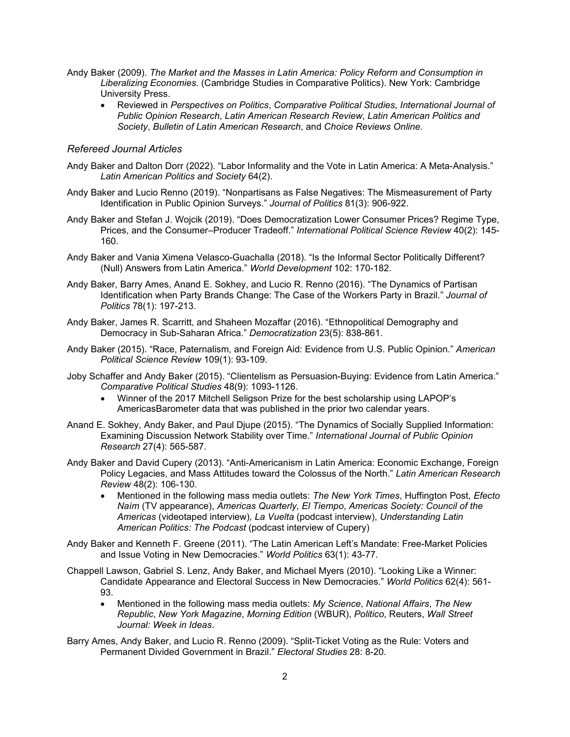Andy Baker (2009). *The Market and the Masses in Latin America: Policy Reform and Consumption in Liberalizing Economies.* (Cambridge Studies in Comparative Politics). New York: Cambridge University Press.

- Reviewed in *Perspectives on Politics*, *Comparative Political Studies*, *International Journal of Public Opinion Research*, *Latin American Research Review*, *Latin American Politics and Society*, *Bulletin of Latin American Research*, and *Choice Reviews Online*.

### *Refereed Journal Articles*

Andy Baker and Dalton Dorr (2022). "Labor Informality and the Vote in Latin America: A Meta-Analysis." *Latin American Politics and Society* 64(2).

Andy Baker and Lucio Renno (2019). "Nonpartisans as False Negatives: The Mismeasurement of Party Identification in Public Opinion Surveys." *Journal of Politics* 81(3): 906-922.

Andy Baker and Stefan J. Wojcik (2019). "Does Democratization Lower Consumer Prices? Regime Type, Prices, and the Consumer–Producer Tradeoff." *International Political Science Review* 40(2): 145-160.

Andy Baker and Vania Ximena Velasco-Guachalla (2018). "Is the Informal Sector Politically Different? (Null) Answers from Latin America." *World Development* 102: 170-182.

Andy Baker, Barry Ames, Anand E. Sokhey, and Lucio R. Renno (2016). "The Dynamics of Partisan Identification when Party Brands Change: The Case of the Workers Party in Brazil." *Journal of Politics* 78(1): 197-213.

Andy Baker, James R. Scarritt, and Shaheen Mozaffar (2016). "Ethnopolitical Demography and Democracy in Sub-Saharan Africa." *Democratization* 23(5): 838-861.

Andy Baker (2015). "Race, Paternalism, and Foreign Aid: Evidence from U.S. Public Opinion." *American Political Science Review* 109(1): 93-109.

Joby Schaffer and Andy Baker (2015). "Clientelism as Persuasion-Buying: Evidence from Latin America." *Comparative Political Studies* 48(9): 1093-1126.

- Winner of the 2017 Mitchell Seligson Prize for the best scholarship using LAPOP's AmericasBarometer data that was published in the prior two calendar years.

Anand E. Sokhey, Andy Baker, and Paul Djupe (2015). "The Dynamics of Socially Supplied Information: Examining Discussion Network Stability over Time." *International Journal of Public Opinion Research* 27(4): 565-587.

Andy Baker and David Cupery (2013). "Anti-Americanism in Latin America: Economic Exchange, Foreign Policy Legacies, and Mass Attitudes toward the Colossus of the North." *Latin American Research Review* 48(2): 106-130.

- Mentioned in the following mass media outlets: *The New York Times*, Huffington Post, *Efecto Naím* (TV appearance), *Americas Quarterly, El Tiempo*, *Americas Society: Council of the Americas* (videotaped interview)*, La Vuelta* (podcast interview), *Understanding Latin American Politics: The Podcast* (podcast interview of Cupery)

Andy Baker and Kenneth F. Greene (2011). "The Latin American Left's Mandate: Free-Market Policies and Issue Voting in New Democracies." *World Politics* 63(1): 43-77.

Chappell Lawson, Gabriel S. Lenz, Andy Baker, and Michael Myers (2010). "Looking Like a Winner: Candidate Appearance and Electoral Success in New Democracies." *World Politics* 62(4): 561-93.

- Mentioned in the following mass media outlets: *My Science*, *National Affairs*, *The New Republic*, *New York Magazine*, *Morning Edition* (WBUR), *Politico*, Reuters, *Wall Street Journal: Week in Ideas*.

Barry Ames, Andy Baker, and Lucio R. Renno (2009). "Split-Ticket Voting as the Rule: Voters and Permanent Divided Government in Brazil." *Electoral Studies* 28: 8-20.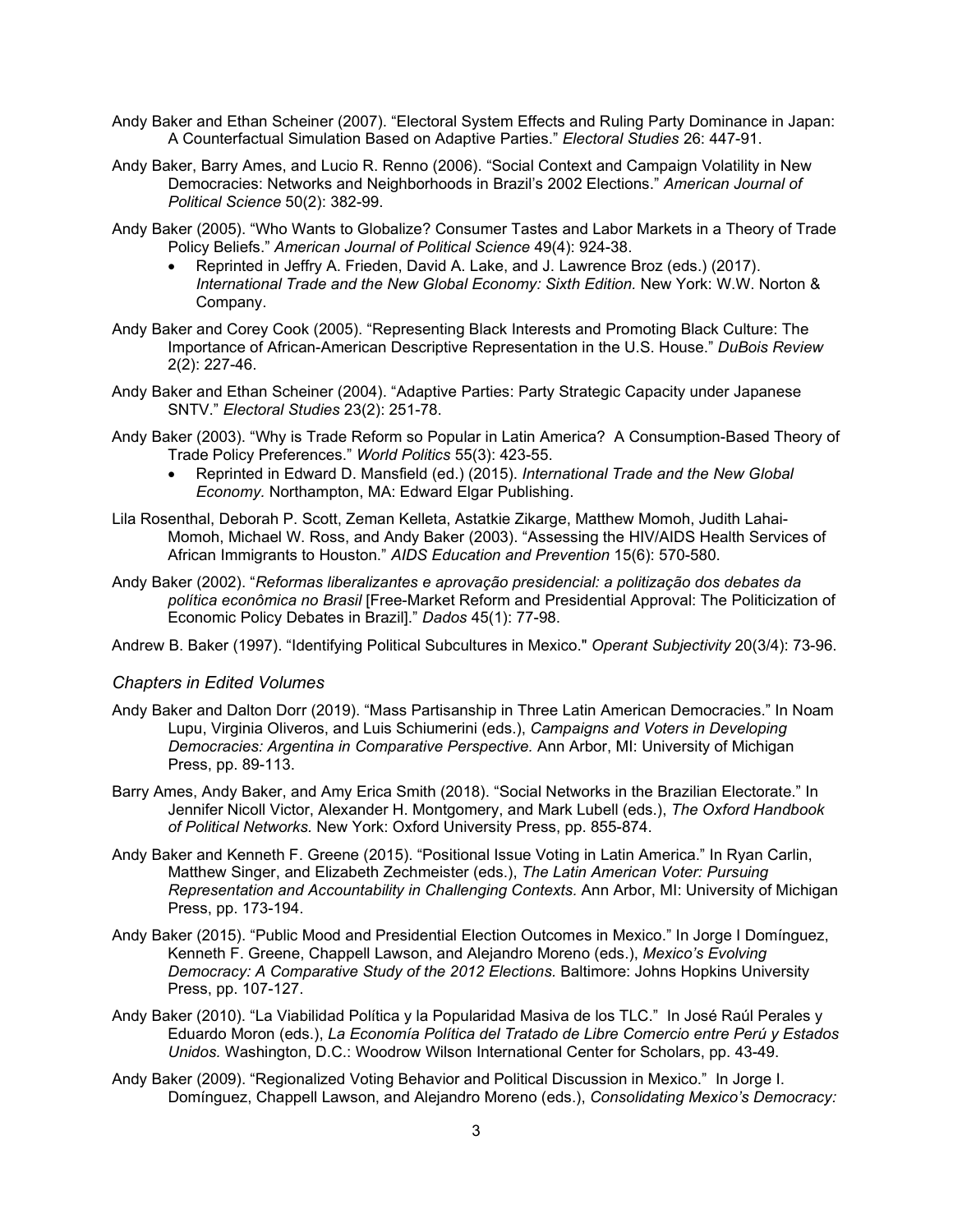Andy Baker and Ethan Scheiner (2007). "Electoral System Effects and Ruling Party Dominance in Japan: A Counterfactual Simulation Based on Adaptive Parties." *Electoral Studies* 26: 447-91.

Andy Baker, Barry Ames, and Lucio R. Renno (2006). "Social Context and Campaign Volatility in New Democracies: Networks and Neighborhoods in Brazil's 2002 Elections." *American Journal of Political Science* 50(2): 382-99.

Andy Baker (2005). "Who Wants to Globalize? Consumer Tastes and Labor Markets in a Theory of Trade Policy Beliefs." *American Journal of Political Science* 49(4): 924-38.

- Reprinted in Jeffry A. Frieden, David A. Lake, and J. Lawrence Broz (eds.) (2017). *International Trade and the New Global Economy: Sixth Edition.* New York: W.W. Norton & Company.

Andy Baker and Corey Cook (2005). "Representing Black Interests and Promoting Black Culture: The Importance of African-American Descriptive Representation in the U.S. House." *DuBois Review* 2(2): 227-46.

Andy Baker and Ethan Scheiner (2004). "Adaptive Parties: Party Strategic Capacity under Japanese SNTV." *Electoral Studies* 23(2): 251-78.

Andy Baker (2003). "Why is Trade Reform so Popular in Latin America? A Consumption-Based Theory of Trade Policy Preferences." *World Politics* 55(3): 423-55.

- Reprinted in Edward D. Mansfield (ed.) (2015). *International Trade and the New Global Economy.* Northampton, MA: Edward Elgar Publishing.

Lila Rosenthal, Deborah P. Scott, Zeman Kelleta, Astatkie Zikarge, Matthew Momoh, Judith Lahai-Momoh, Michael W. Ross, and Andy Baker (2003). "Assessing the HIV/AIDS Health Services of African Immigrants to Houston." *AIDS Education and Prevention* 15(6): 570-580.

Andy Baker (2002). "*Reformas liberalizantes e aprovação presidencial: a politização dos debates da política econômica no Brasil* [Free-Market Reform and Presidential Approval: The Politicization of Economic Policy Debates in Brazil]." *Dados* 45(1): 77-98.

Andrew B. Baker (1997). "Identifying Political Subcultures in Mexico." *Operant Subjectivity* 20(3/4): 73-96.

### *Chapters in Edited Volumes*

Andy Baker and Dalton Dorr (2019). "Mass Partisanship in Three Latin American Democracies." In Noam Lupu, Virginia Oliveros, and Luis Schiumerini (eds.), *Campaigns and Voters in Developing Democracies: Argentina in Comparative Perspective.* Ann Arbor, MI: University of Michigan Press, pp. 89-113.

Barry Ames, Andy Baker, and Amy Erica Smith (2018). "Social Networks in the Brazilian Electorate." In Jennifer Nicoll Victor, Alexander H. Montgomery, and Mark Lubell (eds.), *The Oxford Handbook of Political Networks.* New York: Oxford University Press, pp. 855-874.

Andy Baker and Kenneth F. Greene (2015). "Positional Issue Voting in Latin America." In Ryan Carlin, Matthew Singer, and Elizabeth Zechmeister (eds.), *The Latin American Voter: Pursuing Representation and Accountability in Challenging Contexts.* Ann Arbor, MI: University of Michigan Press, pp. 173-194.

Andy Baker (2015). "Public Mood and Presidential Election Outcomes in Mexico." In Jorge I Domínguez, Kenneth F. Greene, Chappell Lawson, and Alejandro Moreno (eds.), *Mexico's Evolving Democracy: A Comparative Study of the 2012 Elections.* Baltimore: Johns Hopkins University Press, pp. 107-127.

Andy Baker (2010). "La Viabilidad Política y la Popularidad Masiva de los TLC." In José Raúl Perales y Eduardo Moron (eds.), *La Economía Política del Tratado de Libre Comercio entre Perú y Estados Unidos.* Washington, D.C.: Woodrow Wilson International Center for Scholars, pp. 43-49.

Andy Baker (2009). "Regionalized Voting Behavior and Political Discussion in Mexico." In Jorge I. Domínguez, Chappell Lawson, and Alejandro Moreno (eds.), *Consolidating Mexico's Democracy:*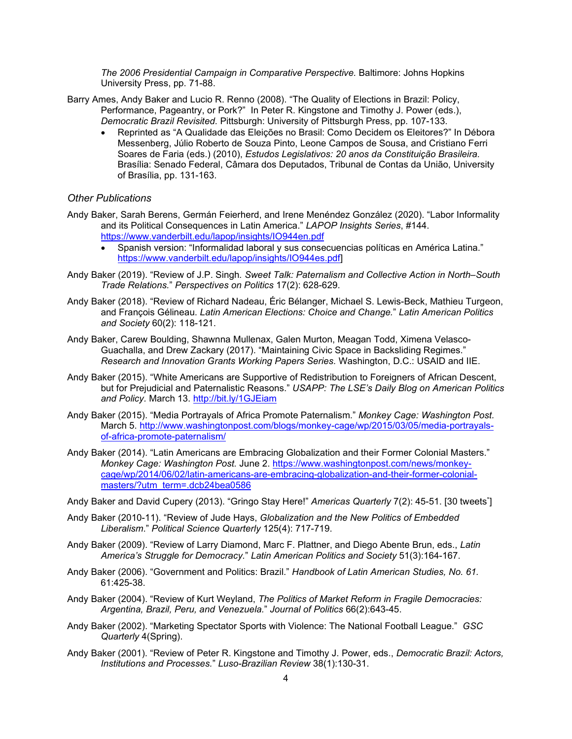*The 2006 Presidential Campaign in Comparative Perspective.* Baltimore: Johns Hopkins University Press, pp. 71-88.

Barry Ames, Andy Baker and Lucio R. Renno (2008). "The Quality of Elections in Brazil: Policy, Performance, Pageantry, or Pork?" In Peter R. Kingstone and Timothy J. Power (eds.), *Democratic Brazil Revisited.* Pittsburgh: University of Pittsburgh Press, pp. 107-133.

- Reprinted as "A Qualidade das Eleições no Brasil: Como Decidem os Eleitores?" In Débora Messenberg, Júlio Roberto de Souza Pinto, Leone Campos de Sousa, and Cristiano Ferri Soares de Faria (eds.) (2010), *Estudos Legislativos: 20 anos da Constituição Brasileira.* Brasília: Senado Federal, Câmara dos Deputados, Tribunal de Contas da União, University of Brasília, pp. 131-163.

### *Other Publications*

Andy Baker, Sarah Berens, Germán Feierherd, and Irene Menéndez González (2020). "Labor Informality and its Political Consequences in Latin America." *LAPOP Insights Series*, #144. https://www.vanderbilt.edu/lapop/insights/IO944en.pdf

- Spanish version: "Informalidad laboral y sus consecuencias políticas en América Latina." https://www.vanderbilt.edu/lapop/insights/IO944es.pdf]

Andy Baker (2019). "Review of J.P. Singh. *Sweet Talk: Paternalism and Collective Action in North–South Trade Relations.*" *Perspectives on Politics* 17(2): 628-629.

Andy Baker (2018). "Review of Richard Nadeau, Éric Bélanger, Michael S. Lewis-Beck, Mathieu Turgeon, and François Gélineau. *Latin American Elections: Choice and Change.*" *Latin American Politics and Society* 60(2): 118-121.

Andy Baker, Carew Boulding, Shawnna Mullenax, Galen Murton, Meagan Todd, Ximena Velasco-Guachalla, and Drew Zackary (2017). "Maintaining Civic Space in Backsliding Regimes." *Research and Innovation Grants Working Papers Series.* Washington, D.C.: USAID and IIE.

Andy Baker (2015). "White Americans are Supportive of Redistribution to Foreigners of African Descent, but for Prejudicial and Paternalistic Reasons." *USAPP: The LSE's Daily Blog on American Politics and Policy.* March 13. http://bit.ly/1GJEiam

Andy Baker (2015). "Media Portrayals of Africa Promote Paternalism." *Monkey Cage: Washington Post.* March 5. http://www.washingtonpost.com/blogs/monkey-cage/wp/2015/03/05/media-portrayals-of-africa-promote-paternalism/

Andy Baker (2014). "Latin Americans are Embracing Globalization and their Former Colonial Masters." *Monkey Cage: Washington Post.* June 2. https://www.washingtonpost.com/news/monkey-cage/wp/2014/06/02/latin-americans-are-embracing-globalization-and-their-former-colonial-masters/?utm_term=.dcb24bea0586

Andy Baker and David Cupery (2013). "Gringo Stay Here!" *Americas Quarterly* 7(2): 45-51. [30 tweets*]

Andy Baker (2010-11). "Review of Jude Hays, *Globalization and the New Politics of Embedded Liberalism.*" *Political Science Quarterly* 125(4): 717-719.

Andy Baker (2009). "Review of Larry Diamond, Marc F. Plattner, and Diego Abente Brun, eds., *Latin America's Struggle for Democracy.*" *Latin American Politics and Society* 51(3):164-167.

Andy Baker (2006). "Government and Politics: Brazil." *Handbook of Latin American Studies, No. 61.* 61:425-38.

Andy Baker (2004). "Review of Kurt Weyland, *The Politics of Market Reform in Fragile Democracies: Argentina, Brazil, Peru, and Venezuela.*" *Journal of Politics* 66(2):643-45.

Andy Baker (2002). "Marketing Spectator Sports with Violence: The National Football League." *GSC Quarterly* 4(Spring).

Andy Baker (2001). "Review of Peter R. Kingstone and Timothy J. Power, eds., *Democratic Brazil: Actors, Institutions and Processes.*" *Luso-Brazilian Review* 38(1):130-31.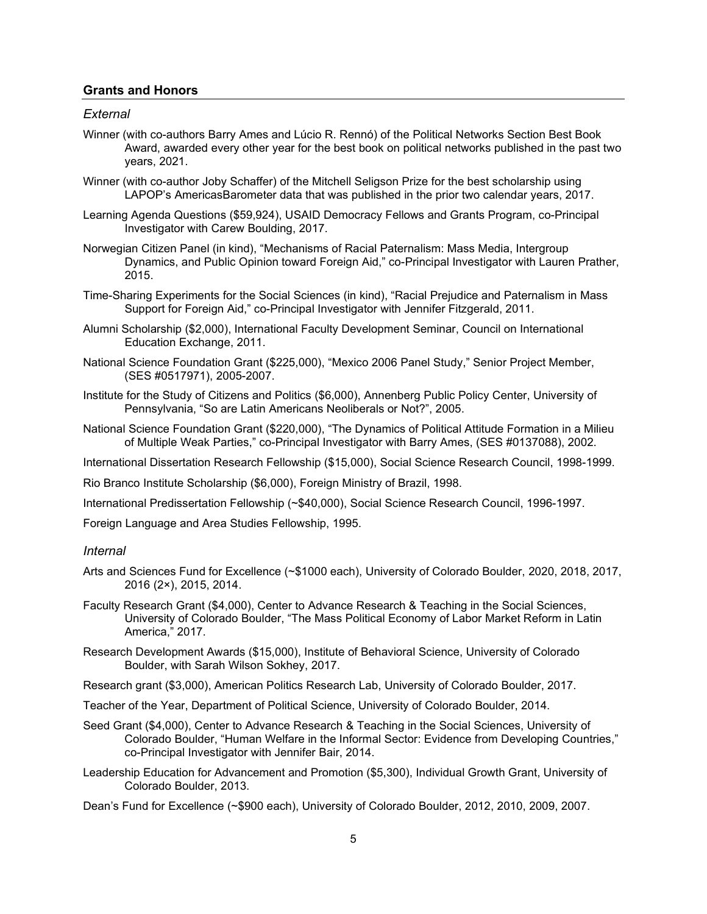## Grants and Honors

### *External*

Winner (with co-authors Barry Ames and Lúcio R. Rennó) of the Political Networks Section Best Book Award, awarded every other year for the best book on political networks published in the past two years, 2021.

Winner (with co-author Joby Schaffer) of the Mitchell Seligson Prize for the best scholarship using LAPOP's AmericasBarometer data that was published in the prior two calendar years, 2017.

Learning Agenda Questions ($59,924), USAID Democracy Fellows and Grants Program, co-Principal Investigator with Carew Boulding, 2017.

Norwegian Citizen Panel (in kind), "Mechanisms of Racial Paternalism: Mass Media, Intergroup Dynamics, and Public Opinion toward Foreign Aid," co-Principal Investigator with Lauren Prather, 2015.

Time-Sharing Experiments for the Social Sciences (in kind), "Racial Prejudice and Paternalism in Mass Support for Foreign Aid," co-Principal Investigator with Jennifer Fitzgerald, 2011.

Alumni Scholarship ($2,000), International Faculty Development Seminar, Council on International Education Exchange, 2011.

National Science Foundation Grant ($225,000), "Mexico 2006 Panel Study," Senior Project Member, (SES #0517971), 2005-2007.

Institute for the Study of Citizens and Politics ($6,000), Annenberg Public Policy Center, University of Pennsylvania, "So are Latin Americans Neoliberals or Not?", 2005.

National Science Foundation Grant ($220,000), "The Dynamics of Political Attitude Formation in a Milieu of Multiple Weak Parties," co-Principal Investigator with Barry Ames, (SES #0137088), 2002.

International Dissertation Research Fellowship ($15,000), Social Science Research Council, 1998-1999.

Rio Branco Institute Scholarship ($6,000), Foreign Ministry of Brazil, 1998.

International Predissertation Fellowship (~$40,000), Social Science Research Council, 1996-1997.

Foreign Language and Area Studies Fellowship, 1995.

### *Internal*

Arts and Sciences Fund for Excellence (~$1000 each), University of Colorado Boulder, 2020, 2018, 2017, 2016 (2×), 2015, 2014.

Faculty Research Grant ($4,000), Center to Advance Research & Teaching in the Social Sciences, University of Colorado Boulder, "The Mass Political Economy of Labor Market Reform in Latin America," 2017.

Research Development Awards ($15,000), Institute of Behavioral Science, University of Colorado Boulder, with Sarah Wilson Sokhey, 2017.

Research grant ($3,000), American Politics Research Lab, University of Colorado Boulder, 2017.

Teacher of the Year, Department of Political Science, University of Colorado Boulder, 2014.

Seed Grant ($4,000), Center to Advance Research & Teaching in the Social Sciences, University of Colorado Boulder, "Human Welfare in the Informal Sector: Evidence from Developing Countries," co-Principal Investigator with Jennifer Bair, 2014.

Leadership Education for Advancement and Promotion ($5,300), Individual Growth Grant, University of Colorado Boulder, 2013.

Dean's Fund for Excellence (~$900 each), University of Colorado Boulder, 2012, 2010, 2009, 2007.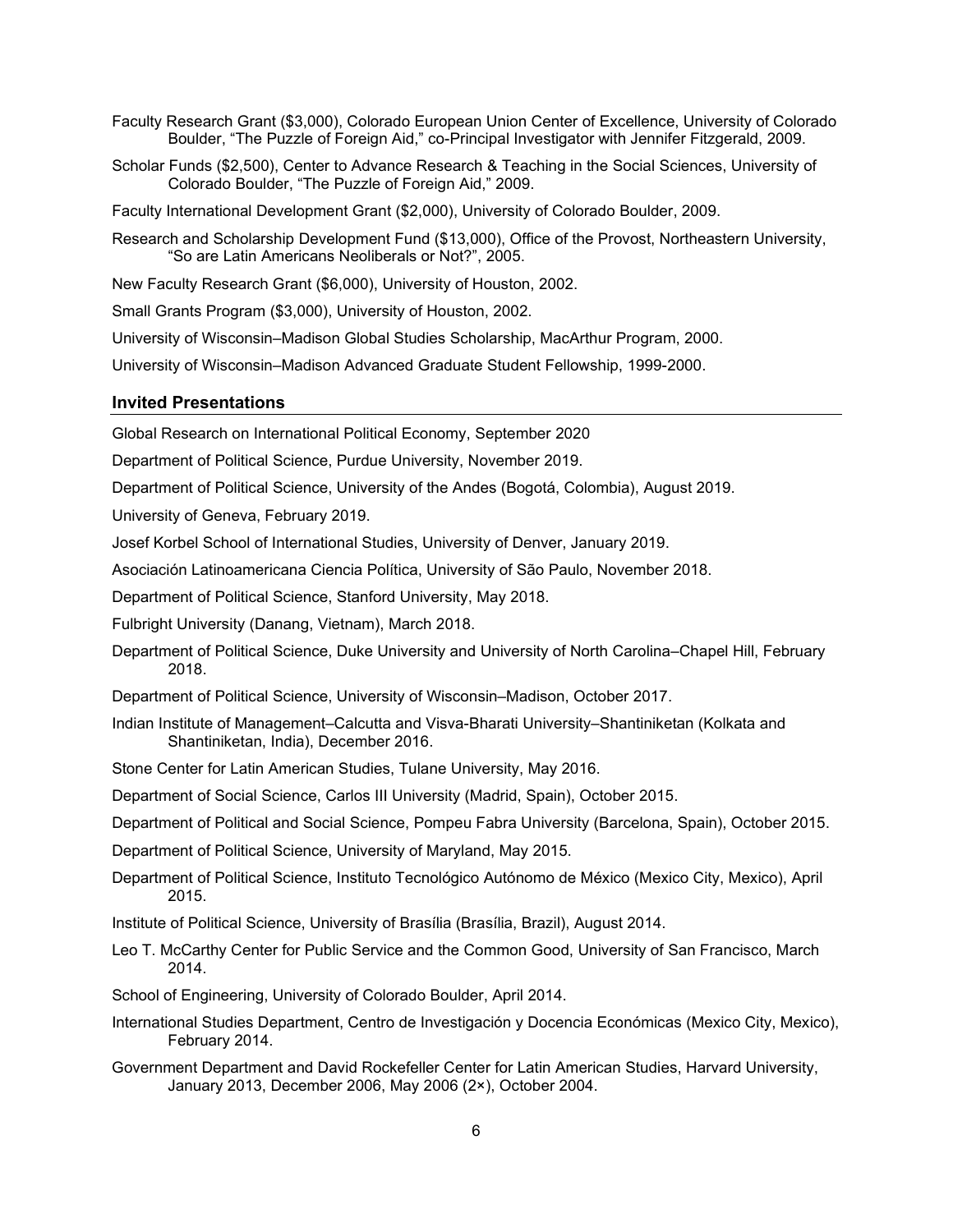Faculty Research Grant ($3,000), Colorado European Union Center of Excellence, University of Colorado Boulder, "The Puzzle of Foreign Aid," co-Principal Investigator with Jennifer Fitzgerald, 2009.

Scholar Funds ($2,500), Center to Advance Research & Teaching in the Social Sciences, University of Colorado Boulder, "The Puzzle of Foreign Aid," 2009.

Faculty International Development Grant ($2,000), University of Colorado Boulder, 2009.

Research and Scholarship Development Fund ($13,000), Office of the Provost, Northeastern University, "So are Latin Americans Neoliberals or Not?", 2005.

New Faculty Research Grant ($6,000), University of Houston, 2002.

Small Grants Program ($3,000), University of Houston, 2002.

University of Wisconsin–Madison Global Studies Scholarship, MacArthur Program, 2000.

University of Wisconsin–Madison Advanced Graduate Student Fellowship, 1999-2000.

## Invited Presentations

Global Research on International Political Economy, September 2020

Department of Political Science, Purdue University, November 2019.

Department of Political Science, University of the Andes (Bogotá, Colombia), August 2019.

University of Geneva, February 2019.

Josef Korbel School of International Studies, University of Denver, January 2019.

Asociación Latinoamericana Ciencia Política, University of São Paulo, November 2018.

Department of Political Science, Stanford University, May 2018.

Fulbright University (Danang, Vietnam), March 2018.

Department of Political Science, Duke University and University of North Carolina–Chapel Hill, February 2018.

Department of Political Science, University of Wisconsin–Madison, October 2017.

Indian Institute of Management–Calcutta and Visva-Bharati University–Shantiniketan (Kolkata and Shantiniketan, India), December 2016.

Stone Center for Latin American Studies, Tulane University, May 2016.

Department of Social Science, Carlos III University (Madrid, Spain), October 2015.

Department of Political and Social Science, Pompeu Fabra University (Barcelona, Spain), October 2015.

Department of Political Science, University of Maryland, May 2015.

Department of Political Science, Instituto Tecnológico Autónomo de México (Mexico City, Mexico), April 2015.

Institute of Political Science, University of Brasília (Brasília, Brazil), August 2014.

Leo T. McCarthy Center for Public Service and the Common Good, University of San Francisco, March 2014.

School of Engineering, University of Colorado Boulder, April 2014.

International Studies Department, Centro de Investigación y Docencia Económicas (Mexico City, Mexico), February 2014.

Government Department and David Rockefeller Center for Latin American Studies, Harvard University, January 2013, December 2006, May 2006 (2×), October 2004.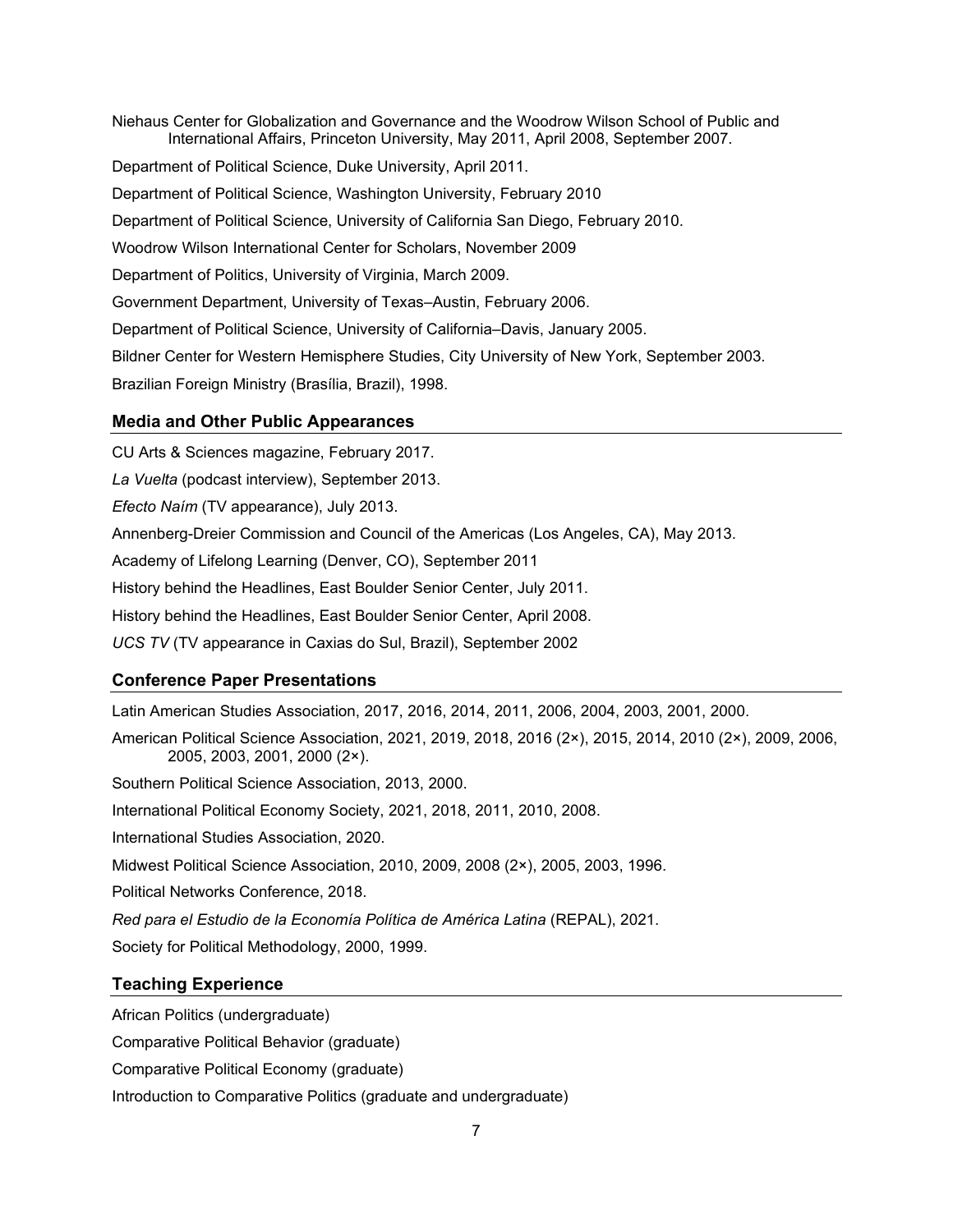Niehaus Center for Globalization and Governance and the Woodrow Wilson School of Public and International Affairs, Princeton University, May 2011, April 2008, September 2007.

Department of Political Science, Duke University, April 2011.

Department of Political Science, Washington University, February 2010

Department of Political Science, University of California San Diego, February 2010.

Woodrow Wilson International Center for Scholars, November 2009

Department of Politics, University of Virginia, March 2009.

Government Department, University of Texas–Austin, February 2006.

Department of Political Science, University of California–Davis, January 2005.

Bildner Center for Western Hemisphere Studies, City University of New York, September 2003.

Brazilian Foreign Ministry (Brasília, Brazil), 1998.

## Media and Other Public Appearances

CU Arts & Sciences magazine, February 2017.

*La Vuelta* (podcast interview), September 2013.

*Efecto Naím* (TV appearance), July 2013.

Annenberg-Dreier Commission and Council of the Americas (Los Angeles, CA), May 2013.

Academy of Lifelong Learning (Denver, CO), September 2011

History behind the Headlines, East Boulder Senior Center, July 2011.

History behind the Headlines, East Boulder Senior Center, April 2008.

*UCS TV* (TV appearance in Caxias do Sul, Brazil), September 2002

## Conference Paper Presentations

Latin American Studies Association, 2017, 2016, 2014, 2011, 2006, 2004, 2003, 2001, 2000.

American Political Science Association, 2021, 2019, 2018, 2016 (2×), 2015, 2014, 2010 (2×), 2009, 2006, 2005, 2003, 2001, 2000 (2×).

Southern Political Science Association, 2013, 2000.

International Political Economy Society, 2021, 2018, 2011, 2010, 2008.

International Studies Association, 2020.

Midwest Political Science Association, 2010, 2009, 2008 (2×), 2005, 2003, 1996.

Political Networks Conference, 2018.

*Red para el Estudio de la Economía Política de América Latina* (REPAL), 2021.

Society for Political Methodology, 2000, 1999.

## Teaching Experience

African Politics (undergraduate)

Comparative Political Behavior (graduate)

Comparative Political Economy (graduate)

Introduction to Comparative Politics (graduate and undergraduate)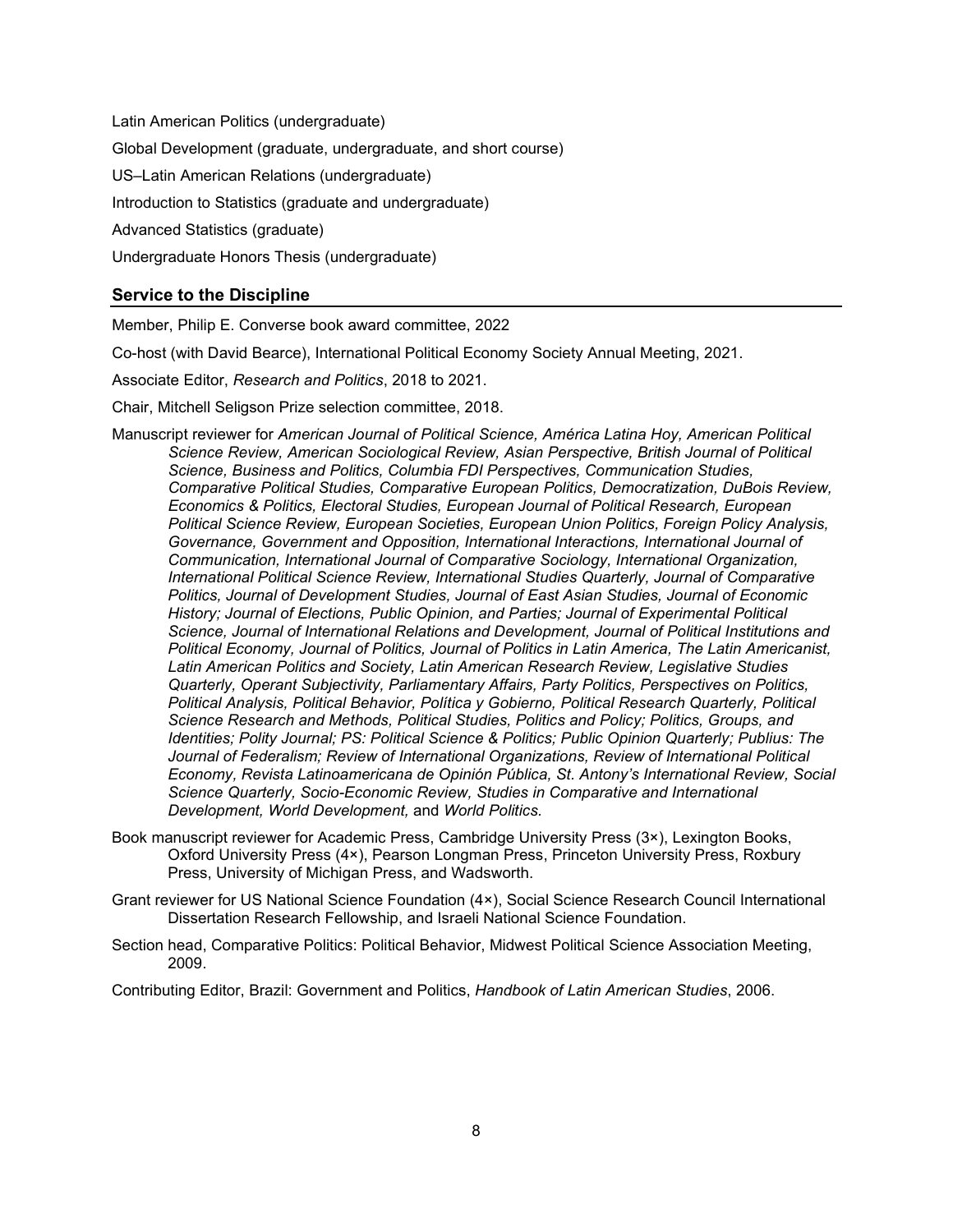Latin American Politics (undergraduate)

Global Development (graduate, undergraduate, and short course)

US–Latin American Relations (undergraduate)

Introduction to Statistics (graduate and undergraduate)

Advanced Statistics (graduate)

Undergraduate Honors Thesis (undergraduate)

## Service to the Discipline

Member, Philip E. Converse book award committee, 2022

Co-host (with David Bearce), International Political Economy Society Annual Meeting, 2021.

Associate Editor, *Research and Politics*, 2018 to 2021.

Chair, Mitchell Seligson Prize selection committee, 2018.

Manuscript reviewer for *American Journal of Political Science, América Latina Hoy, American Political Science Review, American Sociological Review, Asian Perspective, British Journal of Political Science, Business and Politics, Columbia FDI Perspectives, Communication Studies, Comparative Political Studies, Comparative European Politics, Democratization, DuBois Review, Economics & Politics, Electoral Studies, European Journal of Political Research, European Political Science Review, European Societies, European Union Politics, Foreign Policy Analysis, Governance, Government and Opposition, International Interactions, International Journal of Communication, International Journal of Comparative Sociology, International Organization, International Political Science Review, International Studies Quarterly, Journal of Comparative Politics, Journal of Development Studies, Journal of East Asian Studies, Journal of Economic History; Journal of Elections, Public Opinion, and Parties; Journal of Experimental Political Science, Journal of International Relations and Development, Journal of Political Institutions and Political Economy, Journal of Politics, Journal of Politics in Latin America, The Latin Americanist, Latin American Politics and Society, Latin American Research Review, Legislative Studies Quarterly, Operant Subjectivity, Parliamentary Affairs, Party Politics, Perspectives on Politics, Political Analysis, Political Behavior, Política y Gobierno, Political Research Quarterly, Political Science Research and Methods, Political Studies, Politics and Policy; Politics, Groups, and Identities; Polity Journal; PS: Political Science & Politics; Public Opinion Quarterly; Publius: The Journal of Federalism; Review of International Organizations, Review of International Political Economy, Revista Latinoamericana de Opinión Pública, St. Antony's International Review, Social Science Quarterly, Socio-Economic Review, Studies in Comparative and International Development, World Development,* and *World Politics.*

Book manuscript reviewer for Academic Press, Cambridge University Press (3×), Lexington Books, Oxford University Press (4×), Pearson Longman Press, Princeton University Press, Roxbury Press, University of Michigan Press, and Wadsworth.

Grant reviewer for US National Science Foundation (4×), Social Science Research Council International Dissertation Research Fellowship, and Israeli National Science Foundation.

Section head, Comparative Politics: Political Behavior, Midwest Political Science Association Meeting, 2009.

Contributing Editor, Brazil: Government and Politics, *Handbook of Latin American Studies*, 2006.